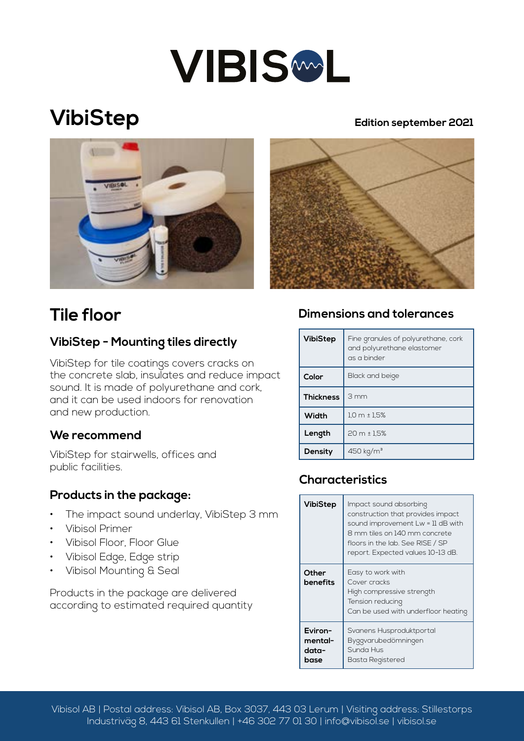# VIBISOL

# VibiStep

**Edition september 2021**

## Tile floor

### VibiStep - Mounting tiles directly

VibiStep for tile coatings covers cracks on the concrete slab, insulates and reduce impact sound. It is made of polyurethane and cork, and it can be used indoors for renovation and new production.

### We recommend

VibiStep for stairwells, offices and public facilities.

### Products in the package:

- The impact sound underlay, VibiStep 3 mm
- Vibisol Primer
- Vibisol Floor, Floor Glue
- Vibisol Edge, Edge strip
- Vibisol Mounting & Seal

Products in the package are delivered according to estimated required quantity

## Dimensions and tolerances

| | |
|---|---|
| **VibiStep** | Fine granules of polyurethane, cork and polyurethane elastomer as a binder |
| **Color** | Black and beige |
| **Thickness** | 3 mm |
| **Width** | 1,0 m ± 1,5% |
| **Length** | 20 m ± 1,5% |
| **Density** | 450 kg/m³ |

## Characteristics

| | |
|---|---|
| **VibiStep** | Impact sound absorbing construction that provides impact sound improvement Lw = 11 dB with 8 mm tiles on 140 mm concrete floors in the lab. See RISE / SP report. Expected values 10-13 dB. |
| **Other benefits** | Easy to work with<br>Cover cracks<br>High compressive strength<br>Tension reducing<br>Can be used with underfloor heating |
| **Eviron-mental-data-base** | Svanens Husproduktportal<br>Byggvarubedömningen<br>Sunda Hus<br>Basta Registered |

Vibisol AB | Postal address: Vibisol AB, Box 3037, 443 03 Lerum | Visiting address: Stillestorps Industriväg 8, 443 61 Stenkullen | +46 302 77 01 30 | info@vibisol.se | vibisol.se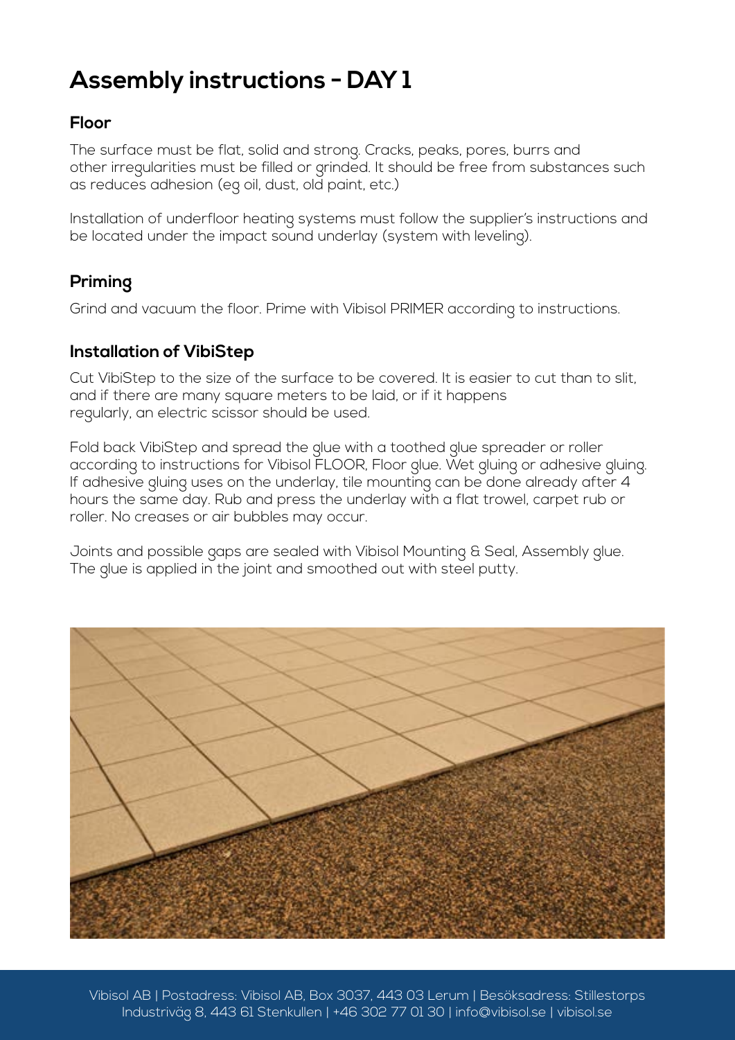# Assembly instructions - DAY 1

## Floor

The surface must be flat, solid and strong. Cracks, peaks, pores, burrs and other irregularities must be filled or grinded. It should be free from substances such as reduces adhesion (eg oil, dust, old paint, etc.)

Installation of underfloor heating systems must follow the supplier's instructions and be located under the impact sound underlay (system with leveling).

## Priming

Grind and vacuum the floor. Prime with Vibisol PRIMER according to instructions.

## Installation of VibiStep

Cut VibiStep to the size of the surface to be covered. It is easier to cut than to slit, and if there are many square meters to be laid, or if it happens regularly, an electric scissor should be used.

Fold back VibiStep and spread the glue with a toothed glue spreader or roller according to instructions for Vibisol FLOOR, Floor glue. Wet gluing or adhesive gluing. If adhesive gluing uses on the underlay, tile mounting can be done already after 4 hours the same day. Rub and press the underlay with a flat trowel, carpet rub or roller. No creases or air bubbles may occur.

Joints and possible gaps are sealed with Vibisol Mounting & Seal, Assembly glue. The glue is applied in the joint and smoothed out with steel putty.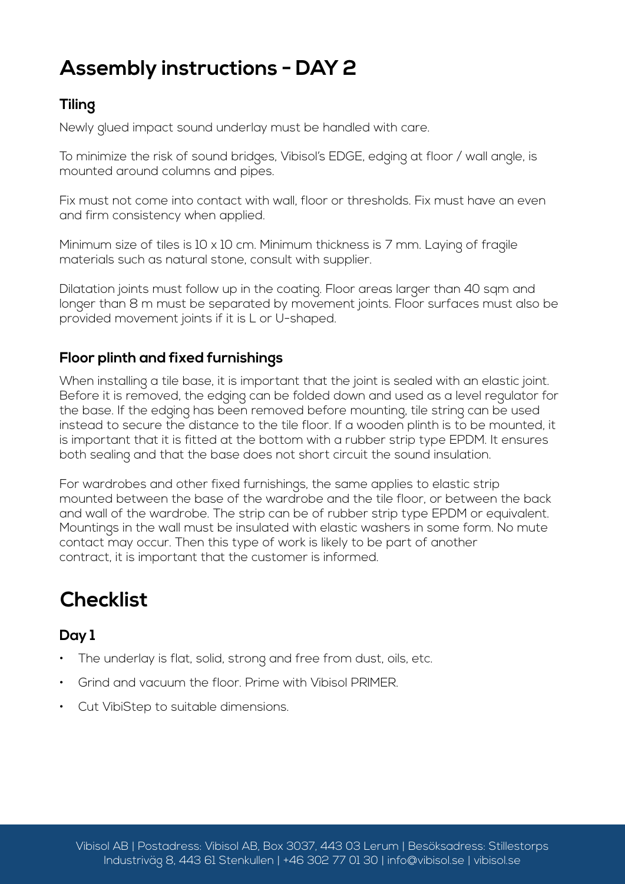# Assembly instructions - DAY 2

## Tiling

Newly glued impact sound underlay must be handled with care.

To minimize the risk of sound bridges, Vibisol's EDGE, edging at floor / wall angle, is mounted around columns and pipes.

Fix must not come into contact with wall, floor or thresholds. Fix must have an even and firm consistency when applied.

Minimum size of tiles is 10 x 10 cm. Minimum thickness is 7 mm. Laying of fragile materials such as natural stone, consult with supplier.

Dilatation joints must follow up in the coating. Floor areas larger than 40 sqm and longer than 8 m must be separated by movement joints. Floor surfaces must also be provided movement joints if it is L or U-shaped.

## Floor plinth and fixed furnishings

When installing a tile base, it is important that the joint is sealed with an elastic joint. Before it is removed, the edging can be folded down and used as a level regulator for the base. If the edging has been removed before mounting, tile string can be used instead to secure the distance to the tile floor. If a wooden plinth is to be mounted, it is important that it is fitted at the bottom with a rubber strip type EPDM. It ensures both sealing and that the base does not short circuit the sound insulation.

For wardrobes and other fixed furnishings, the same applies to elastic strip mounted between the base of the wardrobe and the tile floor, or between the back and wall of the wardrobe. The strip can be of rubber strip type EPDM or equivalent. Mountings in the wall must be insulated with elastic washers in some form. No mute contact may occur. Then this type of work is likely to be part of another contract, it is important that the customer is informed.

# Checklist

## Day 1

- The underlay is flat, solid, strong and free from dust, oils, etc.
- Grind and vacuum the floor. Prime with Vibisol PRIMER.
- Cut VibiStep to suitable dimensions.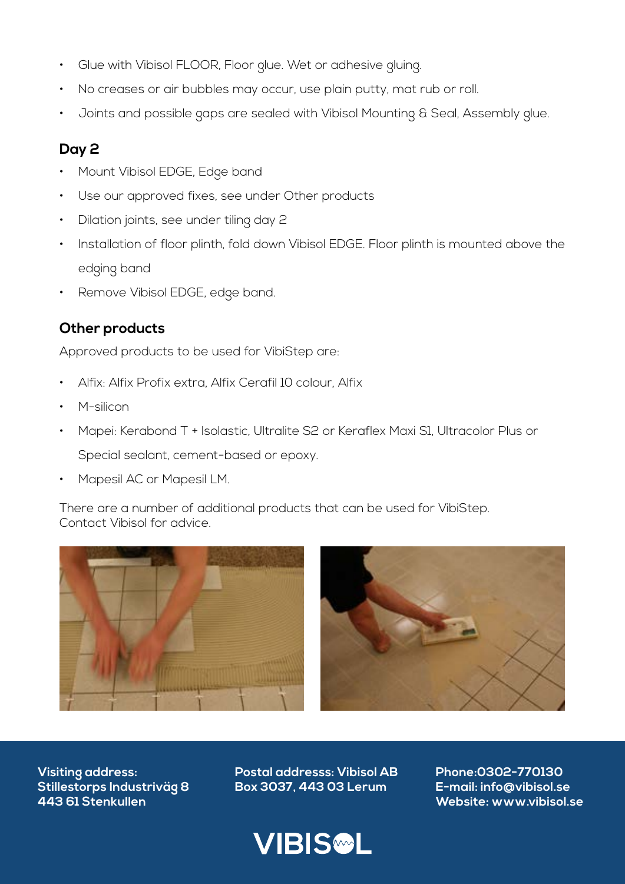- Glue with Vibisol FLOOR, Floor glue. Wet or adhesive gluing.
- No creases or air bubbles may occur, use plain putty, mat rub or roll.
- Joints and possible gaps are sealed with Vibisol Mounting & Seal, Assembly glue.

## Day 2

- Mount Vibisol EDGE, Edge band
- Use our approved fixes, see under Other products
- Dilation joints, see under tiling day 2
- Installation of floor plinth, fold down Vibisol EDGE. Floor plinth is mounted above the edging band
- Remove Vibisol EDGE, edge band.

## Other products

Approved products to be used for VibiStep are:

- Alfix: Alfix Profix extra, Alfix Cerafil 10 colour, Alfix
- M-silicon
- Mapei: Kerabond T + Isolastic, Ultralite S2 or Keraflex Maxi S1, Ultracolor Plus or Special sealant, cement-based or epoxy.
- Mapesil AC or Mapesil LM.

There are a number of additional products that can be used for VibiStep.
Contact Vibisol for advice.

**Visiting address:**
**Stillestorps Industriväg 8**
**443 61 Stenkullen**

**Postal addresss: Vibisol AB**
**Box 3037, 443 03 Lerum**

**Phone:0302-770130**
**E-mail: info@vibisol.se**
**Website: www.vibisol.se**

VIBISOL